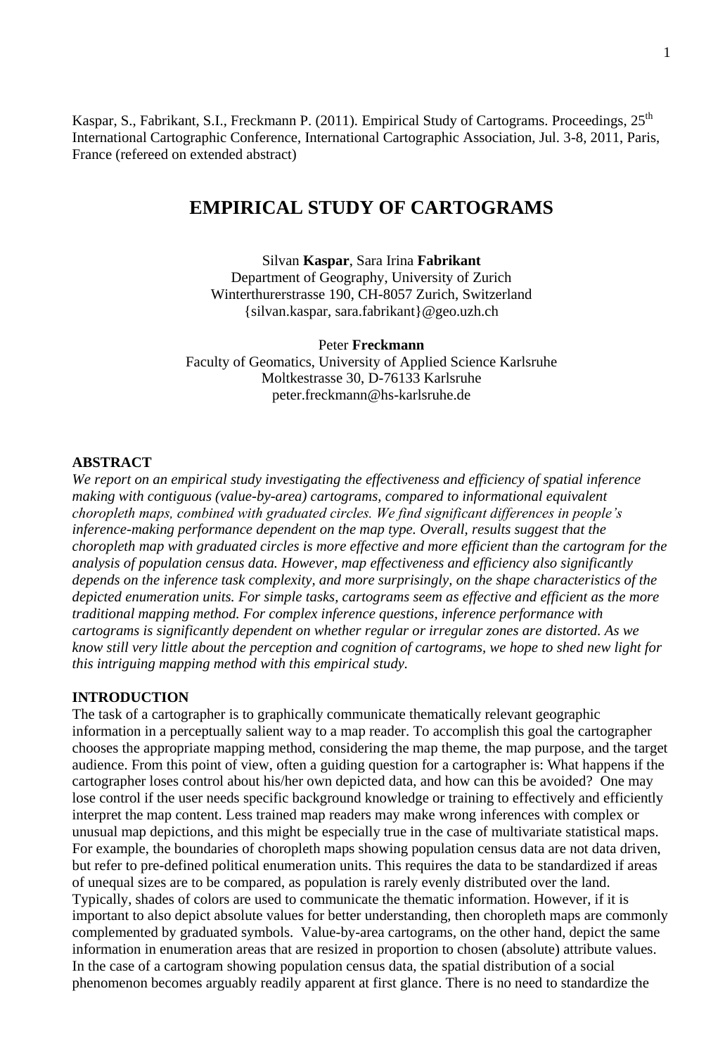Kaspar, S., Fabrikant, S.I., Freckmann P. (2011). Empirical Study of Cartograms. Proceedings, 25th International Cartographic Conference, International Cartographic Association, Jul. 3-8, 2011, Paris, France (refereed on extended abstract)

# EMPIRICAL STUDY OF CARTOGRAMS

Silvan **Kaspar**, Sara Irina **Fabrikant**
Department of Geography, University of Zurich
Winterthurerstrasse 190, CH-8057 Zurich, Switzerland
{silvan.kaspar, sara.fabrikant}@geo.uzh.ch

Peter **Freckmann**
Faculty of Geomatics, University of Applied Science Karlsruhe
Moltkestrasse 30, D-76133 Karlsruhe
peter.freckmann@hs-karlsruhe.de

## ABSTRACT

*We report on an empirical study investigating the effectiveness and efficiency of spatial inference making with contiguous (value-by-area) cartograms, compared to informational equivalent choropleth maps, combined with graduated circles. We find significant differences in people's inference-making performance dependent on the map type. Overall, results suggest that the choropleth map with graduated circles is more effective and more efficient than the cartogram for the analysis of population census data. However, map effectiveness and efficiency also significantly depends on the inference task complexity, and more surprisingly, on the shape characteristics of the depicted enumeration units. For simple tasks, cartograms seem as effective and efficient as the more traditional mapping method. For complex inference questions, inference performance with cartograms is significantly dependent on whether regular or irregular zones are distorted. As we know still very little about the perception and cognition of cartograms, we hope to shed new light for this intriguing mapping method with this empirical study.*

## INTRODUCTION

The task of a cartographer is to graphically communicate thematically relevant geographic information in a perceptually salient way to a map reader. To accomplish this goal the cartographer chooses the appropriate mapping method, considering the map theme, the map purpose, and the target audience. From this point of view, often a guiding question for a cartographer is: What happens if the cartographer loses control about his/her own depicted data, and how can this be avoided? One may lose control if the user needs specific background knowledge or training to effectively and efficiently interpret the map content. Less trained map readers may make wrong inferences with complex or unusual map depictions, and this might be especially true in the case of multivariate statistical maps. For example, the boundaries of choropleth maps showing population census data are not data driven, but refer to pre-defined political enumeration units. This requires the data to be standardized if areas of unequal sizes are to be compared, as population is rarely evenly distributed over the land. Typically, shades of colors are used to communicate the thematic information. However, if it is important to also depict absolute values for better understanding, then choropleth maps are commonly complemented by graduated symbols. Value-by-area cartograms, on the other hand, depict the same information in enumeration areas that are resized in proportion to chosen (absolute) attribute values. In the case of a cartogram showing population census data, the spatial distribution of a social phenomenon becomes arguably readily apparent at first glance. There is no need to standardize the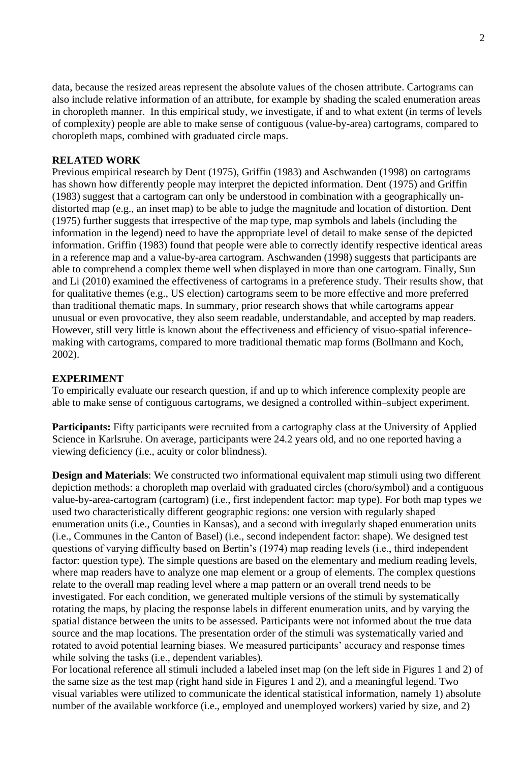data, because the resized areas represent the absolute values of the chosen attribute. Cartograms can also include relative information of an attribute, for example by shading the scaled enumeration areas in choropleth manner. In this empirical study, we investigate, if and to what extent (in terms of levels of complexity) people are able to make sense of contiguous (value-by-area) cartograms, compared to choropleth maps, combined with graduated circle maps.

## RELATED WORK

Previous empirical research by Dent (1975), Griffin (1983) and Aschwanden (1998) on cartograms has shown how differently people may interpret the depicted information. Dent (1975) and Griffin (1983) suggest that a cartogram can only be understood in combination with a geographically un-distorted map (e.g., an inset map) to be able to judge the magnitude and location of distortion. Dent (1975) further suggests that irrespective of the map type, map symbols and labels (including the information in the legend) need to have the appropriate level of detail to make sense of the depicted information. Griffin (1983) found that people were able to correctly identify respective identical areas in a reference map and a value-by-area cartogram. Aschwanden (1998) suggests that participants are able to comprehend a complex theme well when displayed in more than one cartogram. Finally, Sun and Li (2010) examined the effectiveness of cartograms in a preference study. Their results show, that for qualitative themes (e.g., US election) cartograms seem to be more effective and more preferred than traditional thematic maps. In summary, prior research shows that while cartograms appear unusual or even provocative, they also seem readable, understandable, and accepted by map readers. However, still very little is known about the effectiveness and efficiency of visuo-spatial inference-making with cartograms, compared to more traditional thematic map forms (Bollmann and Koch, 2002).

## EXPERIMENT

To empirically evaluate our research question, if and up to which inference complexity people are able to make sense of contiguous cartograms, we designed a controlled within–subject experiment.

**Participants:** Fifty participants were recruited from a cartography class at the University of Applied Science in Karlsruhe. On average, participants were 24.2 years old, and no one reported having a viewing deficiency (i.e., acuity or color blindness).

**Design and Materials**: We constructed two informational equivalent map stimuli using two different depiction methods: a choropleth map overlaid with graduated circles (choro/symbol) and a contiguous value-by-area-cartogram (cartogram) (i.e., first independent factor: map type). For both map types we used two characteristically different geographic regions: one version with regularly shaped enumeration units (i.e., Counties in Kansas), and a second with irregularly shaped enumeration units (i.e., Communes in the Canton of Basel) (i.e., second independent factor: shape). We designed test questions of varying difficulty based on Bertin's (1974) map reading levels (i.e., third independent factor: question type). The simple questions are based on the elementary and medium reading levels, where map readers have to analyze one map element or a group of elements. The complex questions relate to the overall map reading level where a map pattern or an overall trend needs to be investigated. For each condition, we generated multiple versions of the stimuli by systematically rotating the maps, by placing the response labels in different enumeration units, and by varying the spatial distance between the units to be assessed. Participants were not informed about the true data source and the map locations. The presentation order of the stimuli was systematically varied and rotated to avoid potential learning biases. We measured participants' accuracy and response times while solving the tasks (i.e., dependent variables).

For locational reference all stimuli included a labeled inset map (on the left side in Figures 1 and 2) of the same size as the test map (right hand side in Figures 1 and 2), and a meaningful legend. Two visual variables were utilized to communicate the identical statistical information, namely 1) absolute number of the available workforce (i.e., employed and unemployed workers) varied by size, and 2)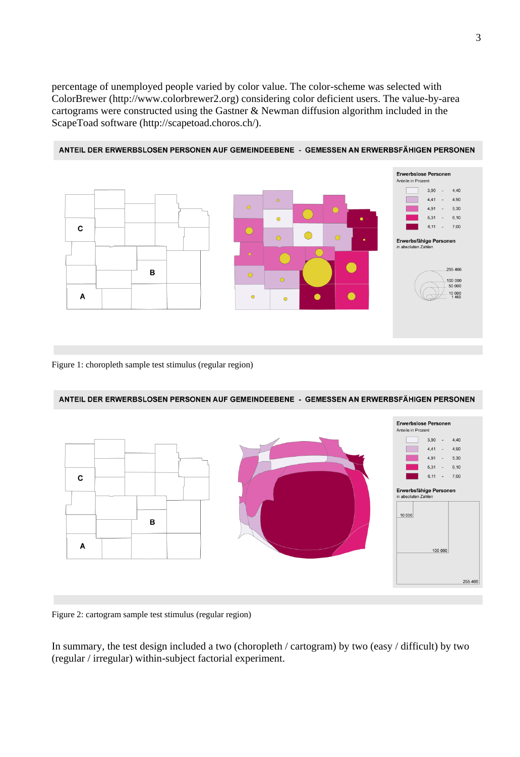percentage of unemployed people varied by color value. The color-scheme was selected with ColorBrewer (http://www.colorbrewer2.org) considering color deficient users. The value-by-area cartograms were constructed using the Gastner & Newman diffusion algorithm included in the ScapeToad software (http://scapetoad.choros.ch/).

Figure 1: choropleth sample test stimulus (regular region)

Figure 2: cartogram sample test stimulus (regular region)

In summary, the test design included a two (choropleth / cartogram) by two (easy / difficult) by two (regular / irregular) within-subject factorial experiment.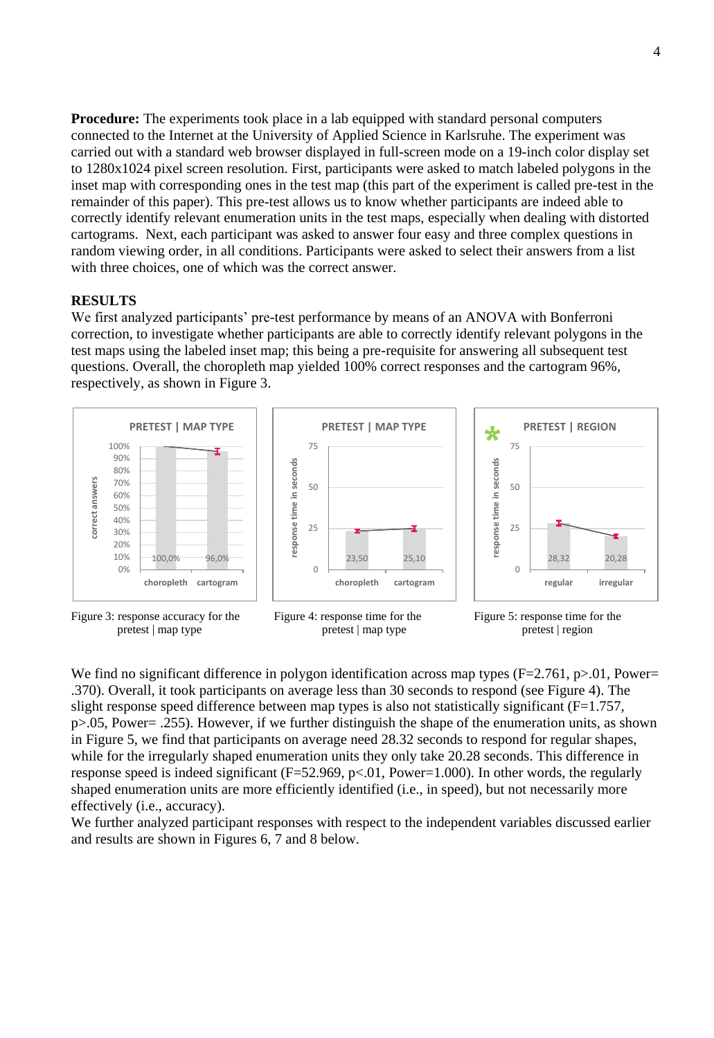**Procedure:** The experiments took place in a lab equipped with standard personal computers connected to the Internet at the University of Applied Science in Karlsruhe. The experiment was carried out with a standard web browser displayed in full-screen mode on a 19-inch color display set to 1280x1024 pixel screen resolution. First, participants were asked to match labeled polygons in the inset map with corresponding ones in the test map (this part of the experiment is called pre-test in the remainder of this paper). This pre-test allows us to know whether participants are indeed able to correctly identify relevant enumeration units in the test maps, especially when dealing with distorted cartograms. Next, each participant was asked to answer four easy and three complex questions in random viewing order, in all conditions. Participants were asked to select their answers from a list with three choices, one of which was the correct answer.

## RESULTS

We first analyzed participants' pre-test performance by means of an ANOVA with Bonferroni correction, to investigate whether participants are able to correctly identify relevant polygons in the test maps using the labeled inset map; this being a pre-requisite for answering all subsequent test questions. Overall, the choropleth map yielded 100% correct responses and the cartogram 96%, respectively, as shown in Figure 3.

Figure 3: response accuracy for the pretest | map type

Figure 4: response time for the pretest | map type

Figure 5: response time for the pretest | region

We find no significant difference in polygon identification across map types ($F=2.761$, $p>.01$, Power= .370). Overall, it took participants on average less than 30 seconds to respond (see Figure 4). The slight response speed difference between map types is also not statistically significant ($F=1.757$, $p>.05$, Power= .255). However, if we further distinguish the shape of the enumeration units, as shown in Figure 5, we find that participants on average need 28.32 seconds to respond for regular shapes, while for the irregularly shaped enumeration units they only take 20.28 seconds. This difference in response speed is indeed significant ($F=52.969$, $p<.01$, Power=1.000). In other words, the regularly shaped enumeration units are more efficiently identified (i.e., in speed), but not necessarily more effectively (i.e., accuracy).

We further analyzed participant responses with respect to the independent variables discussed earlier and results are shown in Figures 6, 7 and 8 below.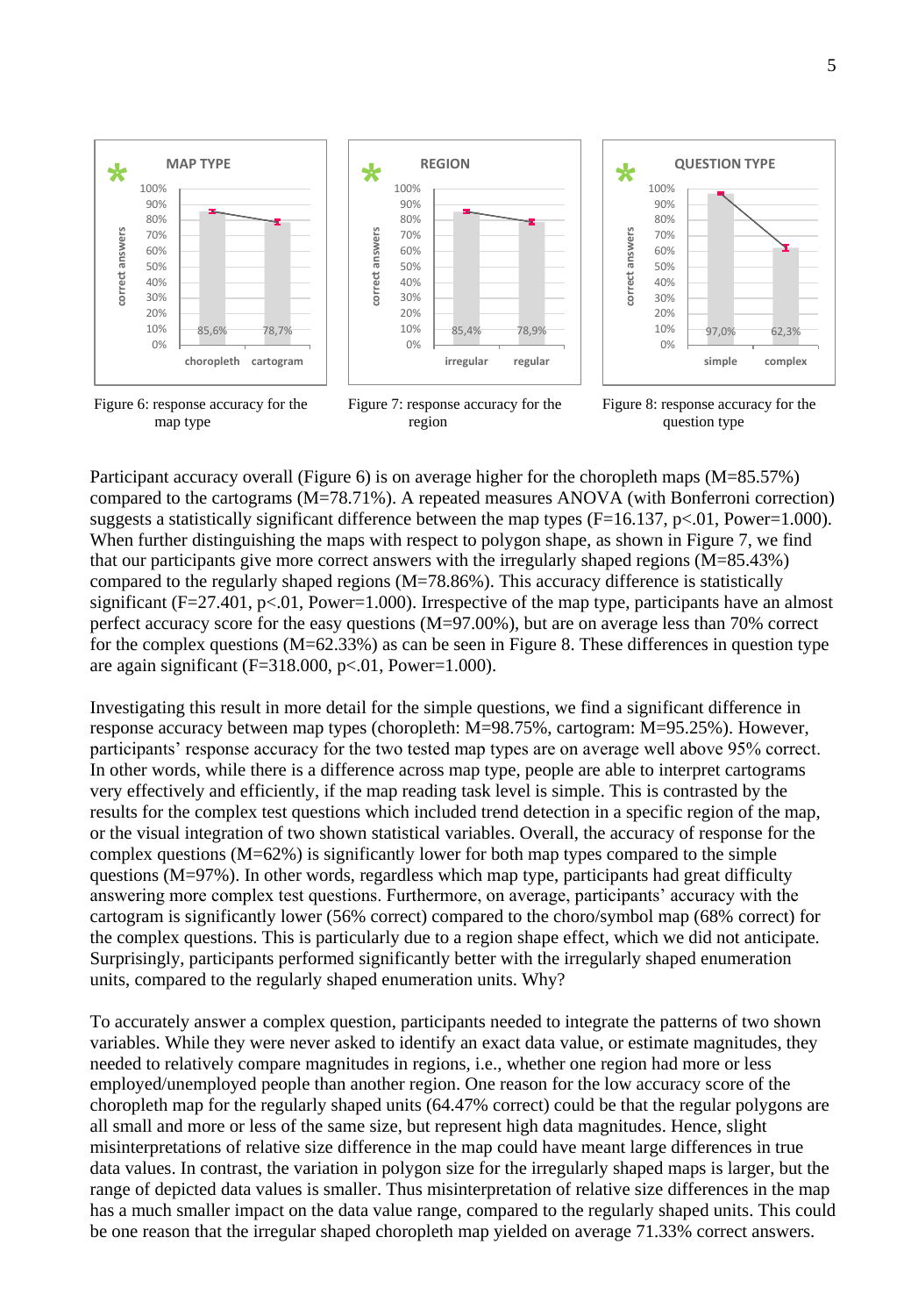Figure 6: response accuracy for the map type

Figure 7: response accuracy for the region

Figure 8: response accuracy for the question type

Participant accuracy overall (Figure 6) is on average higher for the choropleth maps (M=85.57%) compared to the cartograms (M=78.71%). A repeated measures ANOVA (with Bonferroni correction) suggests a statistically significant difference between the map types (F=16.137, p<.01, Power=1.000). When further distinguishing the maps with respect to polygon shape, as shown in Figure 7, we find that our participants give more correct answers with the irregularly shaped regions (M=85.43%) compared to the regularly shaped regions (M=78.86%). This accuracy difference is statistically significant (F=27.401, p<.01, Power=1.000). Irrespective of the map type, participants have an almost perfect accuracy score for the easy questions (M=97.00%), but are on average less than 70% correct for the complex questions (M=62.33%) as can be seen in Figure 8. These differences in question type are again significant (F=318.000, p<.01, Power=1.000).

Investigating this result in more detail for the simple questions, we find a significant difference in response accuracy between map types (choropleth: M=98.75%, cartogram: M=95.25%). However, participants' response accuracy for the two tested map types are on average well above 95% correct. In other words, while there is a difference across map type, people are able to interpret cartograms very effectively and efficiently, if the map reading task level is simple. This is contrasted by the results for the complex test questions which included trend detection in a specific region of the map, or the visual integration of two shown statistical variables. Overall, the accuracy of response for the complex questions (M=62%) is significantly lower for both map types compared to the simple questions (M=97%). In other words, regardless which map type, participants had great difficulty answering more complex test questions. Furthermore, on average, participants' accuracy with the cartogram is significantly lower (56% correct) compared to the choro/symbol map (68% correct) for the complex questions. This is particularly due to a region shape effect, which we did not anticipate. Surprisingly, participants performed significantly better with the irregularly shaped enumeration units, compared to the regularly shaped enumeration units. Why?

To accurately answer a complex question, participants needed to integrate the patterns of two shown variables. While they were never asked to identify an exact data value, or estimate magnitudes, they needed to relatively compare magnitudes in regions, i.e., whether one region had more or less employed/unemployed people than another region. One reason for the low accuracy score of the choropleth map for the regularly shaped units (64.47% correct) could be that the regular polygons are all small and more or less of the same size, but represent high data magnitudes. Hence, slight misinterpretations of relative size difference in the map could have meant large differences in true data values. In contrast, the variation in polygon size for the irregularly shaped maps is larger, but the range of depicted data values is smaller. Thus misinterpretation of relative size differences in the map has a much smaller impact on the data value range, compared to the regularly shaped units. This could be one reason that the irregular shaped choropleth map yielded on average 71.33% correct answers.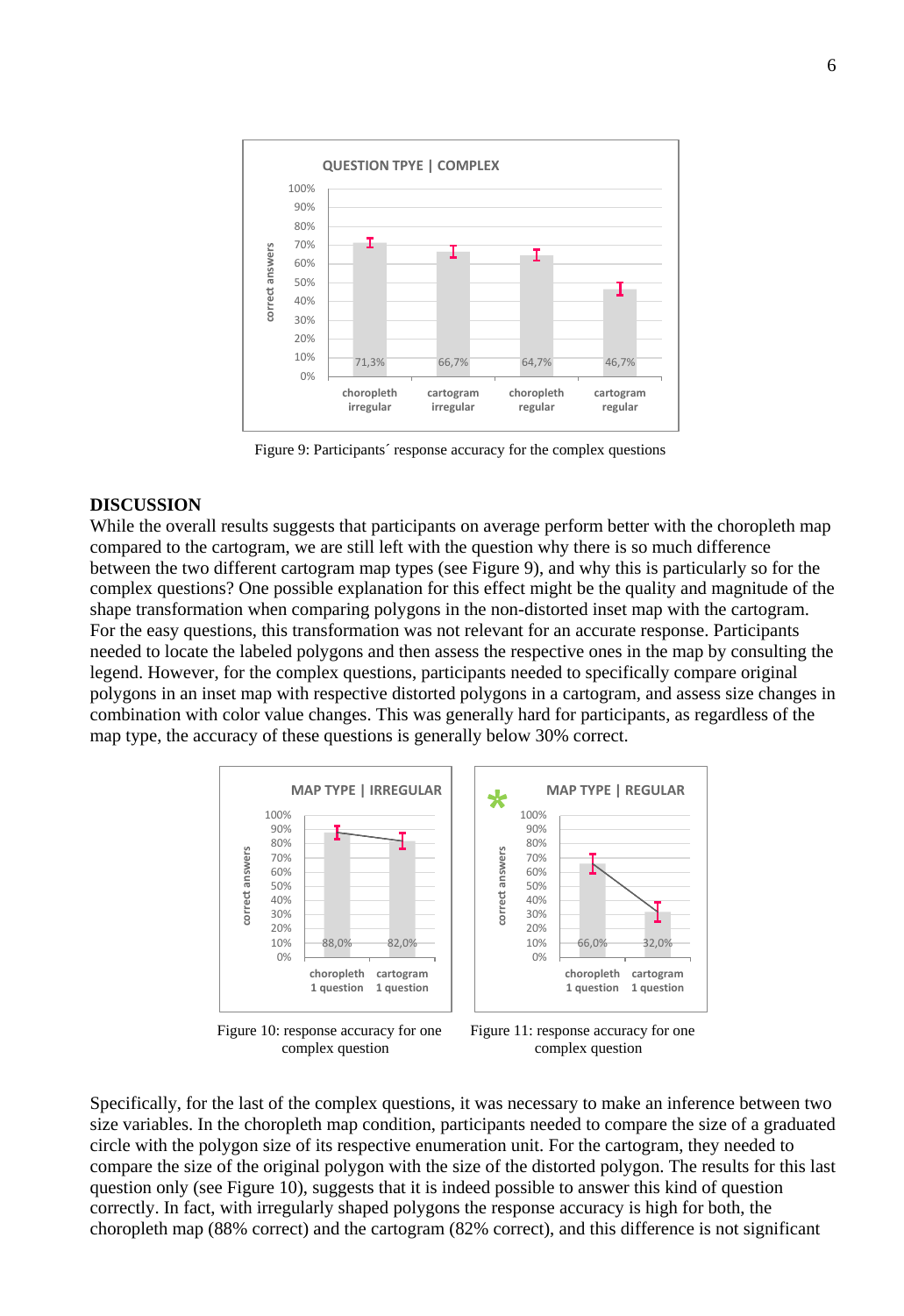Figure 9: Participants´ response accuracy for the complex questions

## DISCUSSION

While the overall results suggests that participants on average perform better with the choropleth map compared to the cartogram, we are still left with the question why there is so much difference between the two different cartogram map types (see Figure 9), and why this is particularly so for the complex questions? One possible explanation for this effect might be the quality and magnitude of the shape transformation when comparing polygons in the non-distorted inset map with the cartogram. For the easy questions, this transformation was not relevant for an accurate response. Participants needed to locate the labeled polygons and then assess the respective ones in the map by consulting the legend. However, for the complex questions, participants needed to specifically compare original polygons in an inset map with respective distorted polygons in a cartogram, and assess size changes in combination with color value changes. This was generally hard for participants, as regardless of the map type, the accuracy of these questions is generally below 30% correct.

Figure 10: response accuracy for one complex question

Figure 11: response accuracy for one complex question

Specifically, for the last of the complex questions, it was necessary to make an inference between two size variables. In the choropleth map condition, participants needed to compare the size of a graduated circle with the polygon size of its respective enumeration unit. For the cartogram, they needed to compare the size of the original polygon with the size of the distorted polygon. The results for this last question only (see Figure 10), suggests that it is indeed possible to answer this kind of question correctly. In fact, with irregularly shaped polygons the response accuracy is high for both, the choropleth map (88% correct) and the cartogram (82% correct), and this difference is not significant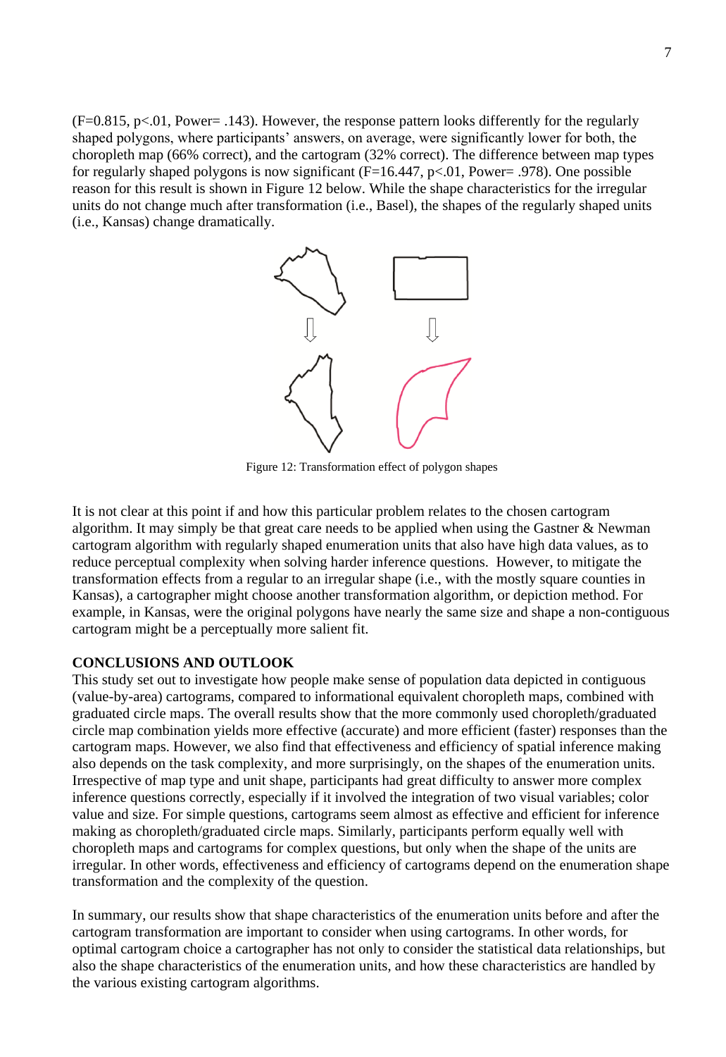(F=0.815, p<.01, Power= .143). However, the response pattern looks differently for the regularly shaped polygons, where participants' answers, on average, were significantly lower for both, the choropleth map (66% correct), and the cartogram (32% correct). The difference between map types for regularly shaped polygons is now significant (F=16.447, p<.01, Power= .978). One possible reason for this result is shown in Figure 12 below. While the shape characteristics for the irregular units do not change much after transformation (i.e., Basel), the shapes of the regularly shaped units (i.e., Kansas) change dramatically.

Figure 12: Transformation effect of polygon shapes

It is not clear at this point if and how this particular problem relates to the chosen cartogram algorithm. It may simply be that great care needs to be applied when using the Gastner & Newman cartogram algorithm with regularly shaped enumeration units that also have high data values, as to reduce perceptual complexity when solving harder inference questions. However, to mitigate the transformation effects from a regular to an irregular shape (i.e., with the mostly square counties in Kansas), a cartographer might choose another transformation algorithm, or depiction method. For example, in Kansas, were the original polygons have nearly the same size and shape a non-contiguous cartogram might be a perceptually more salient fit.

**CONCLUSIONS AND OUTLOOK**

This study set out to investigate how people make sense of population data depicted in contiguous (value-by-area) cartograms, compared to informational equivalent choropleth maps, combined with graduated circle maps. The overall results show that the more commonly used choropleth/graduated circle map combination yields more effective (accurate) and more efficient (faster) responses than the cartogram maps. However, we also find that effectiveness and efficiency of spatial inference making also depends on the task complexity, and more surprisingly, on the shapes of the enumeration units. Irrespective of map type and unit shape, participants had great difficulty to answer more complex inference questions correctly, especially if it involved the integration of two visual variables; color value and size. For simple questions, cartograms seem almost as effective and efficient for inference making as choropleth/graduated circle maps. Similarly, participants perform equally well with choropleth maps and cartograms for complex questions, but only when the shape of the units are irregular. In other words, effectiveness and efficiency of cartograms depend on the enumeration shape transformation and the complexity of the question.

In summary, our results show that shape characteristics of the enumeration units before and after the cartogram transformation are important to consider when using cartograms. In other words, for optimal cartogram choice a cartographer has not only to consider the statistical data relationships, but also the shape characteristics of the enumeration units, and how these characteristics are handled by the various existing cartogram algorithms.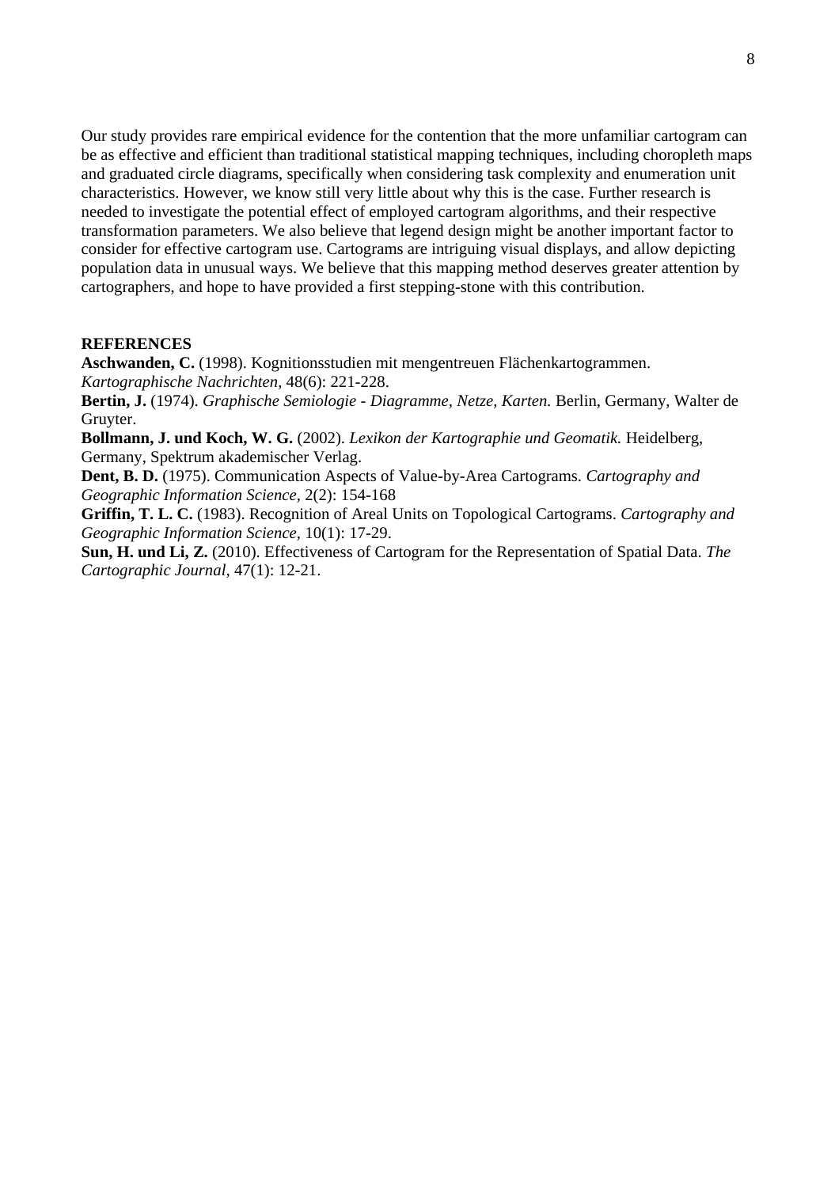Our study provides rare empirical evidence for the contention that the more unfamiliar cartogram can be as effective and efficient than traditional statistical mapping techniques, including choropleth maps and graduated circle diagrams, specifically when considering task complexity and enumeration unit characteristics. However, we know still very little about why this is the case. Further research is needed to investigate the potential effect of employed cartogram algorithms, and their respective transformation parameters. We also believe that legend design might be another important factor to consider for effective cartogram use. Cartograms are intriguing visual displays, and allow depicting population data in unusual ways. We believe that this mapping method deserves greater attention by cartographers, and hope to have provided a first stepping-stone with this contribution.

**REFERENCES**

**Aschwanden, C.** (1998). Kognitionsstudien mit mengentreuen Flächenkartogrammen. *Kartographische Nachrichten*, 48(6): 221-228.

**Bertin, J.** (1974). *Graphische Semiologie - Diagramme, Netze, Karten.* Berlin, Germany, Walter de Gruyter.

**Bollmann, J. und Koch, W. G.** (2002). *Lexikon der Kartographie und Geomatik.* Heidelberg, Germany, Spektrum akademischer Verlag.

**Dent, B. D.** (1975). Communication Aspects of Value-by-Area Cartograms. *Cartography and Geographic Information Science*, 2(2): 154-168

**Griffin, T. L. C.** (1983). Recognition of Areal Units on Topological Cartograms. *Cartography and Geographic Information Science*, 10(1): 17-29.

**Sun, H. und Li, Z.** (2010). Effectiveness of Cartogram for the Representation of Spatial Data. *The Cartographic Journal*, 47(1): 12-21.